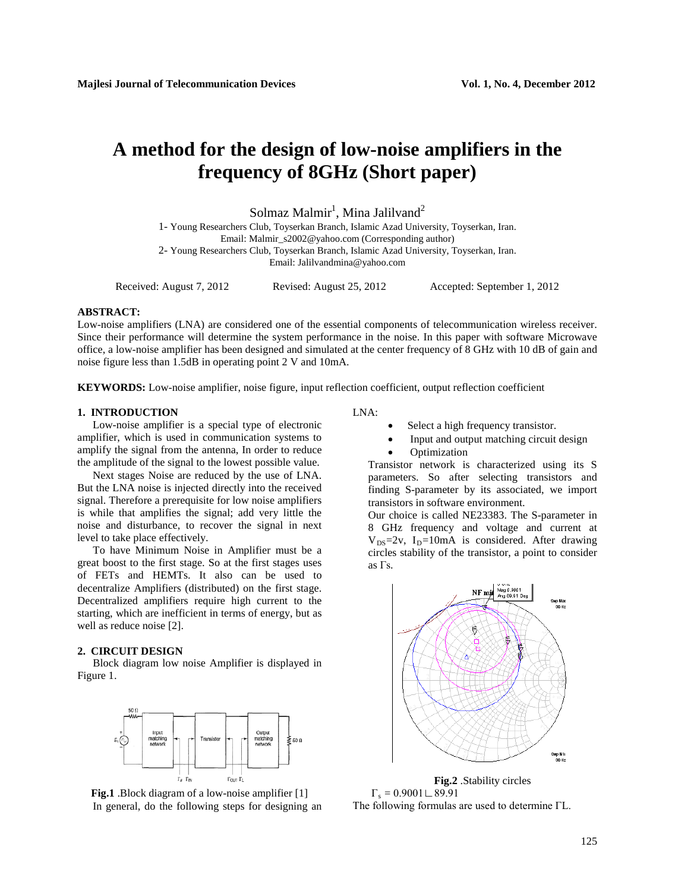# A method for the design of low-noise amplifiers in the frequency of 8GHz (Short paper)

Solmaz Malmir[1], Mina Jalilvand[2]

1- Young Researchers Club, Toyserkan Branch, Islamic Azad University, Toyserkan, Iran.
Email: Malmir_s2002@yahoo.com (Corresponding author)
2- Young Researchers Club, Toyserkan Branch, Islamic Azad University, Toyserkan, Iran.
Email: Jalilvandmina@yahoo.com

Received: August 7, 2012 Revised: August 25, 2012 Accepted: September 1, 2012

**ABSTRACT:**
Low-noise amplifiers (LNA) are considered one of the essential components of telecommunication wireless receiver. Since their performance will determine the system performance in the noise. In this paper with software Microwave office, a low-noise amplifier has been designed and simulated at the center frequency of 8 GHz with 10 dB of gain and noise figure less than 1.5dB in operating point 2 V and 10mA.

**KEYWORDS:** Low-noise amplifier, noise figure, input reflection coefficient, output reflection coefficient

## 1. INTRODUCTION

Low-noise amplifier is a special type of electronic amplifier, which is used in communication systems to amplify the signal from the antenna, In order to reduce the amplitude of the signal to the lowest possible value.

Next stages Noise are reduced by the use of LNA. But the LNA noise is injected directly into the received signal. Therefore a prerequisite for low noise amplifiers is while that amplifies the signal; add very little the noise and disturbance, to recover the signal in next level to take place effectively.

To have Minimum Noise in Amplifier must be a great boost to the first stage. So at the first stages uses of FETs and HEMTs. It also can be used to decentralize Amplifiers (distributed) on the first stage. Decentralized amplifiers require high current to the starting, which are inefficient in terms of energy, but as well as reduce noise [2].

## 2. CIRCUIT DESIGN

Block diagram low noise Amplifier is displayed in Figure 1.

**Fig.1** .Block diagram of a low-noise amplifier [1]

In general, do the following steps for designing an LNA:

- Select a high frequency transistor.
- Input and output matching circuit design
- Optimization

Transistor network is characterized using its S parameters. So after selecting transistors and finding S-parameter by its associated, we import transistors in software environment.

Our choice is called NE23383. The S-parameter in 8 GHz frequency and voltage and current at $V_{DS}$=2v, $I_D$=10mA is considered. After drawing circles stability of the transistor, a point to consider as Γs.

**Fig.2** .Stability circles

$\Gamma_s = 0.9001 \angle 89.91$

The following formulas are used to determine ΓL.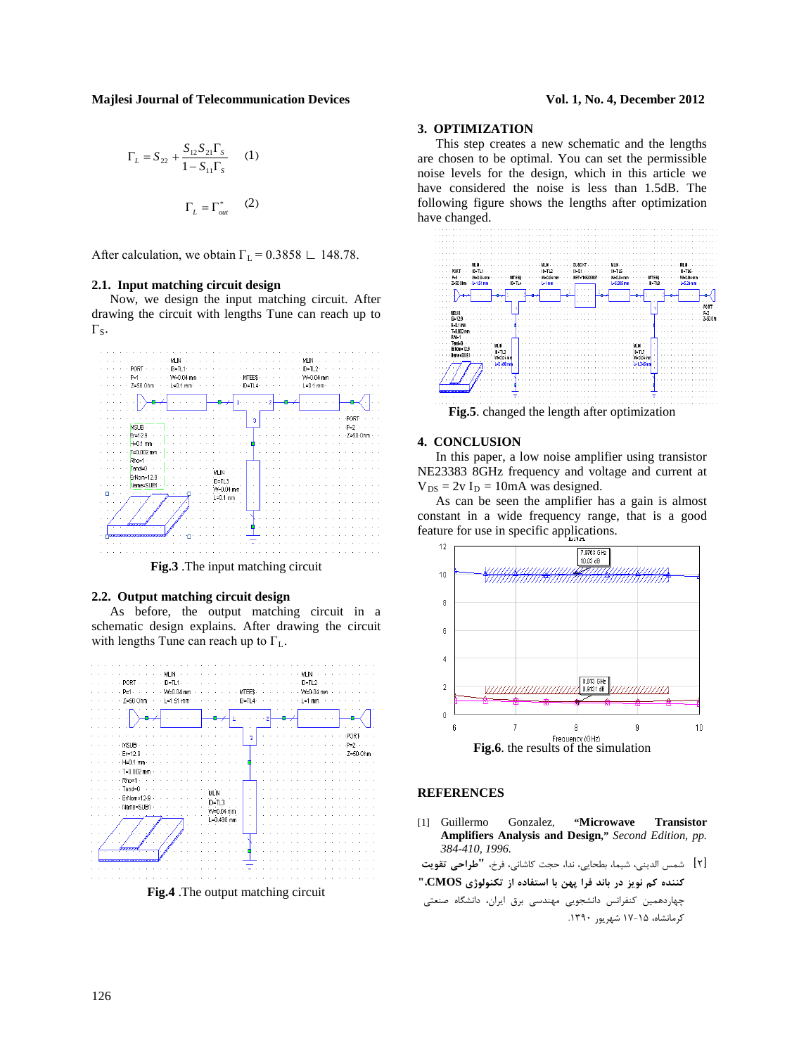$$\Gamma_L = S_{22} + \frac{S_{12}S_{21}\Gamma_S}{1 - S_{11}\Gamma_S} \quad (1)$$

$$\Gamma_L = \Gamma_{out}^* \quad (2)$$

After calculation, we obtain $\Gamma_L = 0.3858 \angle 148.78$.

### 2.1. Input matching circuit design

Now, we design the input matching circuit. After drawing the circuit with lengths Tune can reach up to $\Gamma_S$.

**Fig.3** .The input matching circuit

### 2.2. Output matching circuit design

As before, the output matching circuit in a schematic design explains. After drawing the circuit with lengths Tune can reach up to $\Gamma_L$.

**Fig.4** .The output matching circuit

## 3. OPTIMIZATION

This step creates a new schematic and the lengths are chosen to be optimal. You can set the permissible noise levels for the design, which in this article we have considered the noise is less than 1.5dB. The following figure shows the lengths after optimization have changed.

**Fig.5**. changed the length after optimization

## 4. CONCLUSION

In this paper, a low noise amplifier using transistor NE23383 8GHz frequency and voltage and current at $V_{DS} = 2v$ $I_D = 10mA$ was designed.

As can be seen the amplifier has a gain is almost constant in a wide frequency range, that is a good feature for use in specific applications.

LNA
7.9763 GHz
10.03 dB
8.013 GHz
0.9131 dB
Frequency (GHz)

**Fig.6**. the results of the simulation

## REFERENCES

[1] Guillermo Gonzalez, **"Microwave Transistor Amplifiers Analysis and Design,"** *Second Edition, pp. 384-410, 1996.*

[۲] شمس الدینی، شیما، بطحایی، ندا، حجت کاشانی، فرخ، **"طراحی تقویت کننده کم نویز در باند فرا پهن با استفاده از تکنولوژی CMOS."** چهاردهمین کنفرانس دانشجویی مهندسی برق ایران، دانشگاه صنعتی کرمانشاه، ۱۵-۱۷ شهریور ۱۳۹۰.